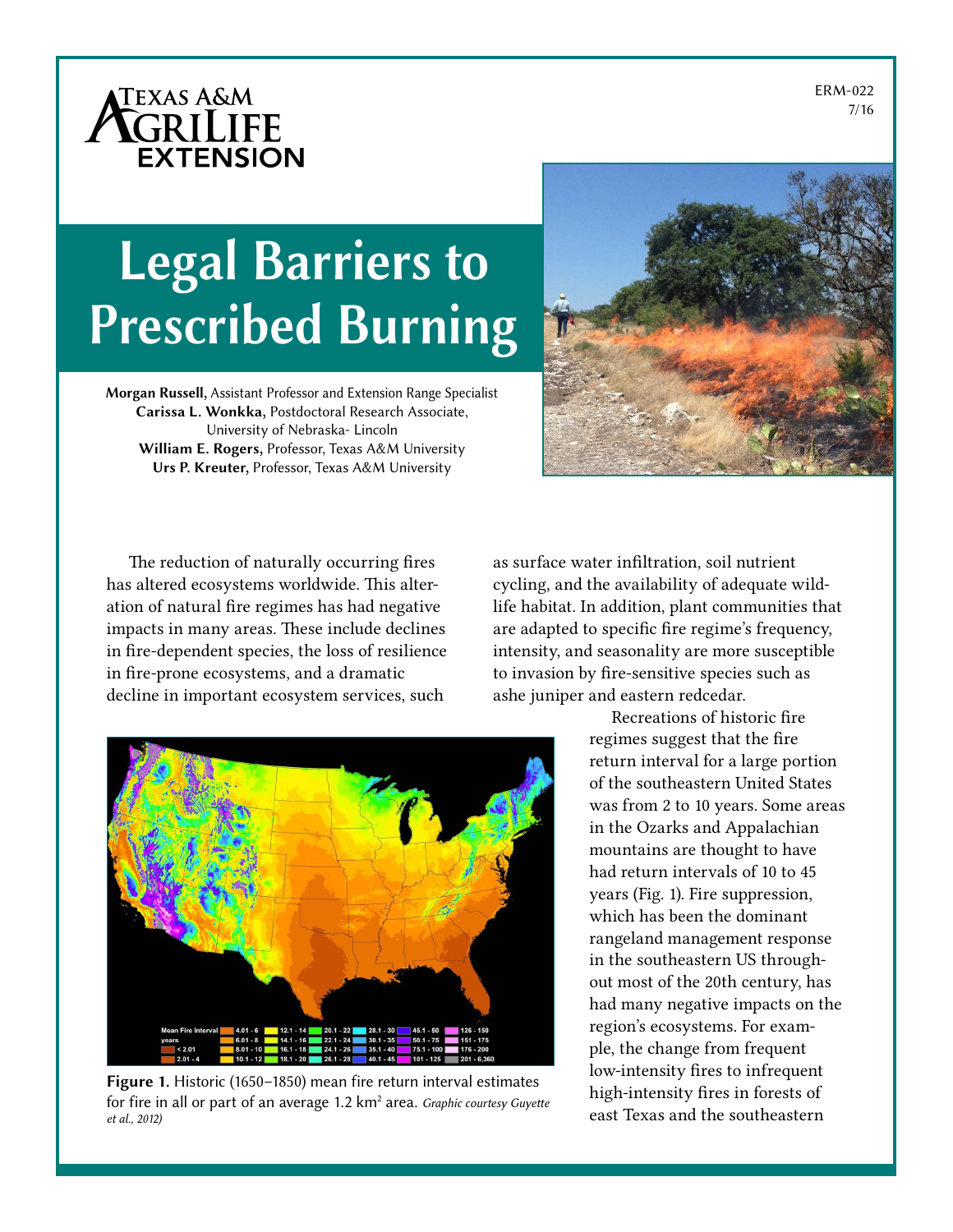ERM-022
7/16

# Legal Barriers to Prescribed Burning

**Morgan Russell,** Assistant Professor and Extension Range Specialist
**Carissa L. Wonkka,** Postdoctoral Research Associate, University of Nebraska- Lincoln
**William E. Rogers,** Professor, Texas A&M University
**Urs P. Kreuter,** Professor, Texas A&M University

The reduction of naturally occurring fires has altered ecosystems worldwide. This alteration of natural fire regimes has had negative impacts in many areas. These include declines in fire-dependent species, the loss of resilience in fire-prone ecosystems, and a dramatic decline in important ecosystem services, such as surface water infiltration, soil nutrient cycling, and the availability of adequate wildlife habitat. In addition, plant communities that are adapted to specific fire regime's frequency, intensity, and seasonality are more susceptible to invasion by fire-sensitive species such as ashe juniper and eastern redcedar.

Recreations of historic fire regimes suggest that the fire return interval for a large portion of the southeastern United States was from 2 to 10 years. Some areas in the Ozarks and Appalachian mountains are thought to have had return intervals of 10 to 45 years (Fig. 1). Fire suppression, which has been the dominant rangeland management response in the southeastern US throughout most of the 20th century, has had many negative impacts on the region's ecosystems. For example, the change from frequent low-intensity fires to infrequent high-intensity fires in forests of east Texas and the southeastern

**Figure 1.** Historic (1650–1850) mean fire return interval estimates for fire in all or part of an average 1.2 km$^2$ area. *Graphic courtesy Guyette et al., 2012)*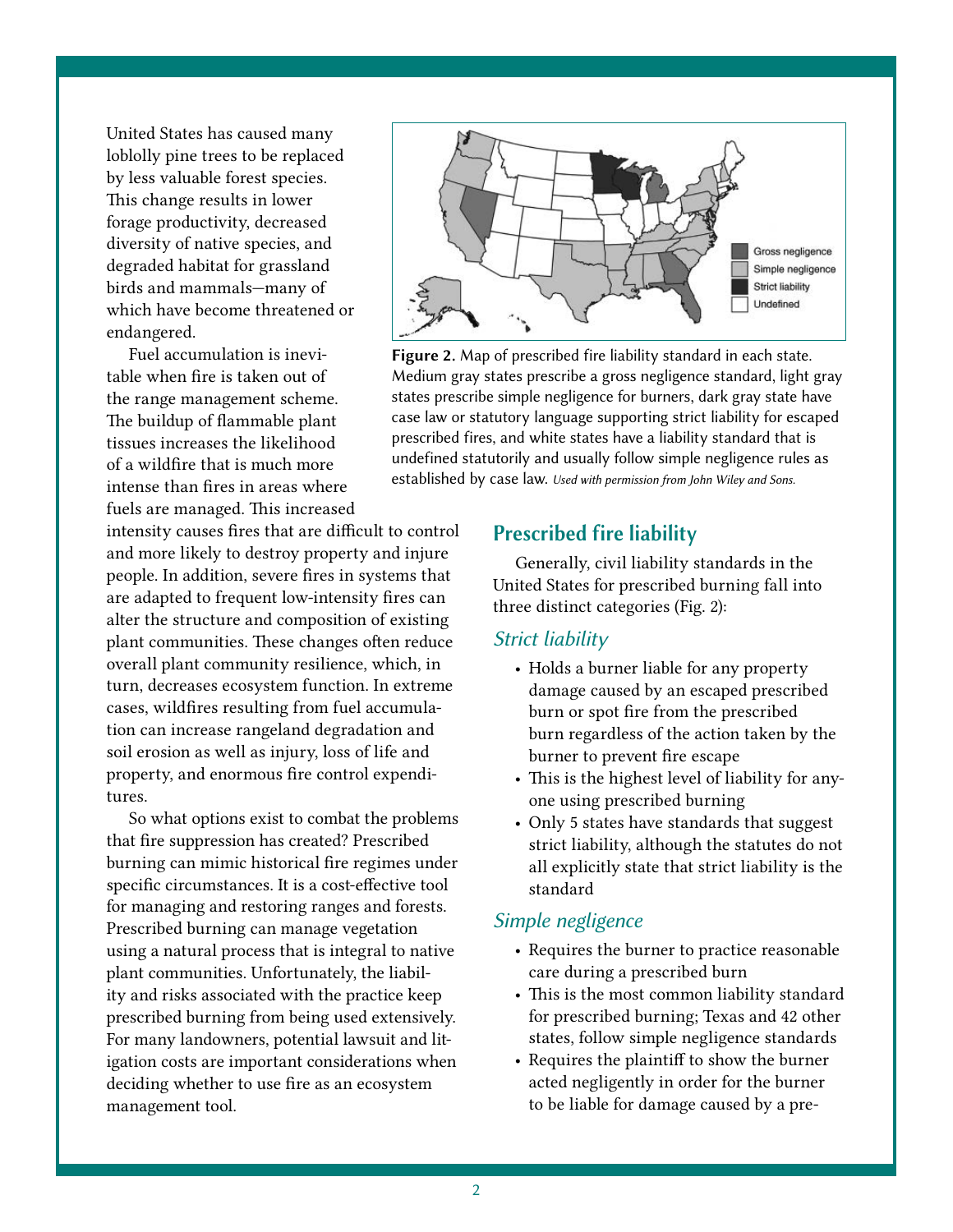United States has caused many loblolly pine trees to be replaced by less valuable forest species. This change results in lower forage productivity, decreased diversity of native species, and degraded habitat for grassland birds and mammals—many of which have become threatened or endangered.

Fuel accumulation is inevitable when fire is taken out of the range management scheme. The buildup of flammable plant tissues increases the likelihood of a wildfire that is much more intense than fires in areas where fuels are managed. This increased intensity causes fires that are difficult to control and more likely to destroy property and injure people. In addition, severe fires in systems that are adapted to frequent low-intensity fires can alter the structure and composition of existing plant communities. These changes often reduce overall plant community resilience, which, in turn, decreases ecosystem function. In extreme cases, wildfires resulting from fuel accumulation can increase rangeland degradation and soil erosion as well as injury, loss of life and property, and enormous fire control expenditures.

So what options exist to combat the problems that fire suppression has created? Prescribed burning can mimic historical fire regimes under specific circumstances. It is a cost-effective tool for managing and restoring ranges and forests. Prescribed burning can manage vegetation using a natural process that is integral to native plant communities. Unfortunately, the liability and risks associated with the practice keep prescribed burning from being used extensively. For many landowners, potential lawsuit and litigation costs are important considerations when deciding whether to use fire as an ecosystem management tool.

**Figure 2.** Map of prescribed fire liability standard in each state. Medium gray states prescribe a gross negligence standard, light gray states prescribe simple negligence for burners, dark gray state have case law or statutory language supporting strict liability for escaped prescribed fires, and white states have a liability standard that is undefined statutorily and usually follow simple negligence rules as established by case law. *Used with permission from John Wiley and Sons.*

## Prescribed fire liability

Generally, civil liability standards in the United States for prescribed burning fall into three distinct categories (Fig. 2):

### *Strict liability*

- Holds a burner liable for any property damage caused by an escaped prescribed burn or spot fire from the prescribed burn regardless of the action taken by the burner to prevent fire escape
- This is the highest level of liability for anyone using prescribed burning
- Only 5 states have standards that suggest strict liability, although the statutes do not all explicitly state that strict liability is the standard

### *Simple negligence*

- Requires the burner to practice reasonable care during a prescribed burn
- This is the most common liability standard for prescribed burning; Texas and 42 other states, follow simple negligence standards
- Requires the plaintiff to show the burner acted negligently in order for the burner to be liable for damage caused by a pre-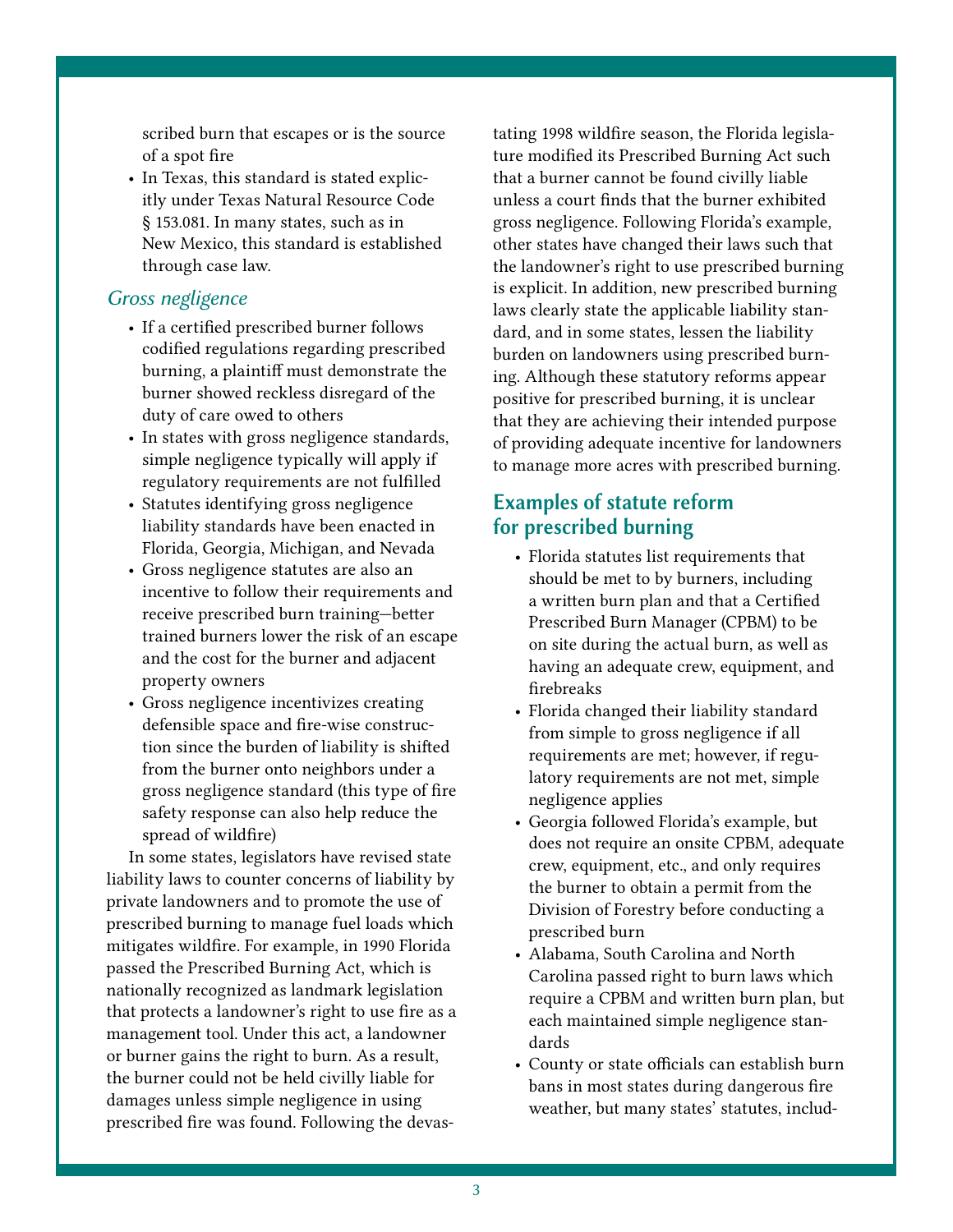scribed burn that escapes or is the source of a spot fire

- In Texas, this standard is stated explicitly under Texas Natural Resource Code § 153.081. In many states, such as in New Mexico, this standard is established through case law.

### *Gross negligence*

- If a certified prescribed burner follows codified regulations regarding prescribed burning, a plaintiff must demonstrate the burner showed reckless disregard of the duty of care owed to others
- In states with gross negligence standards, simple negligence typically will apply if regulatory requirements are not fulfilled
- Statutes identifying gross negligence liability standards have been enacted in Florida, Georgia, Michigan, and Nevada
- Gross negligence statutes are also an incentive to follow their requirements and receive prescribed burn training—better trained burners lower the risk of an escape and the cost for the burner and adjacent property owners
- Gross negligence incentivizes creating defensible space and fire-wise construction since the burden of liability is shifted from the burner onto neighbors under a gross negligence standard (this type of fire safety response can also help reduce the spread of wildfire)

In some states, legislators have revised state liability laws to counter concerns of liability by private landowners and to promote the use of prescribed burning to manage fuel loads which mitigates wildfire. For example, in 1990 Florida passed the Prescribed Burning Act, which is nationally recognized as landmark legislation that protects a landowner's right to use fire as a management tool. Under this act, a landowner or burner gains the right to burn. As a result, the burner could not be held civilly liable for damages unless simple negligence in using prescribed fire was found. Following the devastating 1998 wildfire season, the Florida legislature modified its Prescribed Burning Act such that a burner cannot be found civilly liable unless a court finds that the burner exhibited gross negligence. Following Florida's example, other states have changed their laws such that the landowner's right to use prescribed burning is explicit. In addition, new prescribed burning laws clearly state the applicable liability standard, and in some states, lessen the liability burden on landowners using prescribed burning. Although these statutory reforms appear positive for prescribed burning, it is unclear that they are achieving their intended purpose of providing adequate incentive for landowners to manage more acres with prescribed burning.

## Examples of statute reform for prescribed burning

- Florida statutes list requirements that should be met to by burners, including a written burn plan and that a Certified Prescribed Burn Manager (CPBM) to be on site during the actual burn, as well as having an adequate crew, equipment, and firebreaks
- Florida changed their liability standard from simple to gross negligence if all requirements are met; however, if regulatory requirements are not met, simple negligence applies
- Georgia followed Florida's example, but does not require an onsite CPBM, adequate crew, equipment, etc., and only requires the burner to obtain a permit from the Division of Forestry before conducting a prescribed burn
- Alabama, South Carolina and North Carolina passed right to burn laws which require a CPBM and written burn plan, but each maintained simple negligence standards
- County or state officials can establish burn bans in most states during dangerous fire weather, but many states' statutes, includ-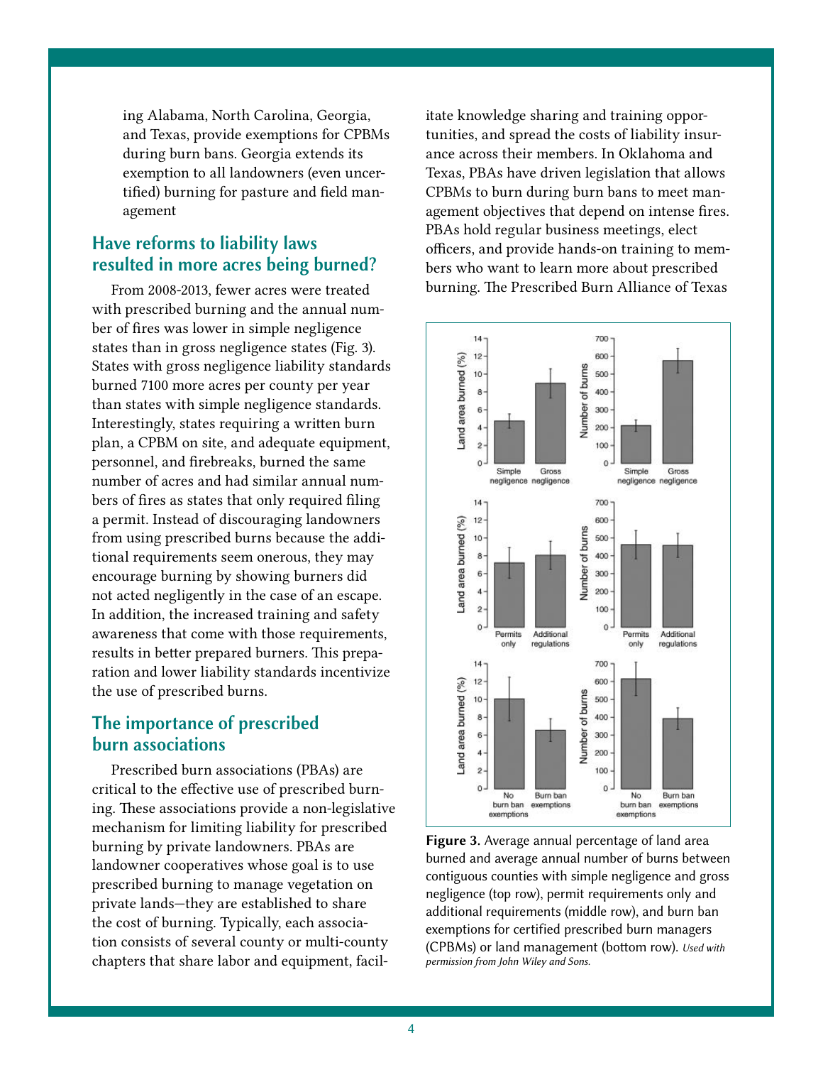ing Alabama, North Carolina, Georgia, and Texas, provide exemptions for CPBMs during burn bans. Georgia extends its exemption to all landowners (even uncertified) burning for pasture and field management

## Have reforms to liability laws resulted in more acres being burned?

From 2008-2013, fewer acres were treated with prescribed burning and the annual number of fires was lower in simple negligence states than in gross negligence states (Fig. 3). States with gross negligence liability standards burned 7100 more acres per county per year than states with simple negligence standards. Interestingly, states requiring a written burn plan, a CPBM on site, and adequate equipment, personnel, and firebreaks, burned the same number of acres and had similar annual numbers of fires as states that only required filing a permit. Instead of discouraging landowners from using prescribed burns because the additional requirements seem onerous, they may encourage burning by showing burners did not acted negligently in the case of an escape. In addition, the increased training and safety awareness that come with those requirements, results in better prepared burners. This preparation and lower liability standards incentivize the use of prescribed burns.

## The importance of prescribed burn associations

Prescribed burn associations (PBAs) are critical to the effective use of prescribed burning. These associations provide a non-legislative mechanism for limiting liability for prescribed burning by private landowners. PBAs are landowner cooperatives whose goal is to use prescribed burning to manage vegetation on private lands—they are established to share the cost of burning. Typically, each association consists of several county or multi-county chapters that share labor and equipment, facilitate knowledge sharing and training opportunities, and spread the costs of liability insurance across their members. In Oklahoma and Texas, PBAs have driven legislation that allows CPBMs to burn during burn bans to meet management objectives that depend on intense fires. PBAs hold regular business meetings, elect officers, and provide hands-on training to members who want to learn more about prescribed burning. The Prescribed Burn Alliance of Texas

**Figure 3.** Average annual percentage of land area burned and average annual number of burns between contiguous counties with simple negligence and gross negligence (top row), permit requirements only and additional requirements (middle row), and burn ban exemptions for certified prescribed burn managers (CPBMs) or land management (bottom row). *Used with permission from John Wiley and Sons.*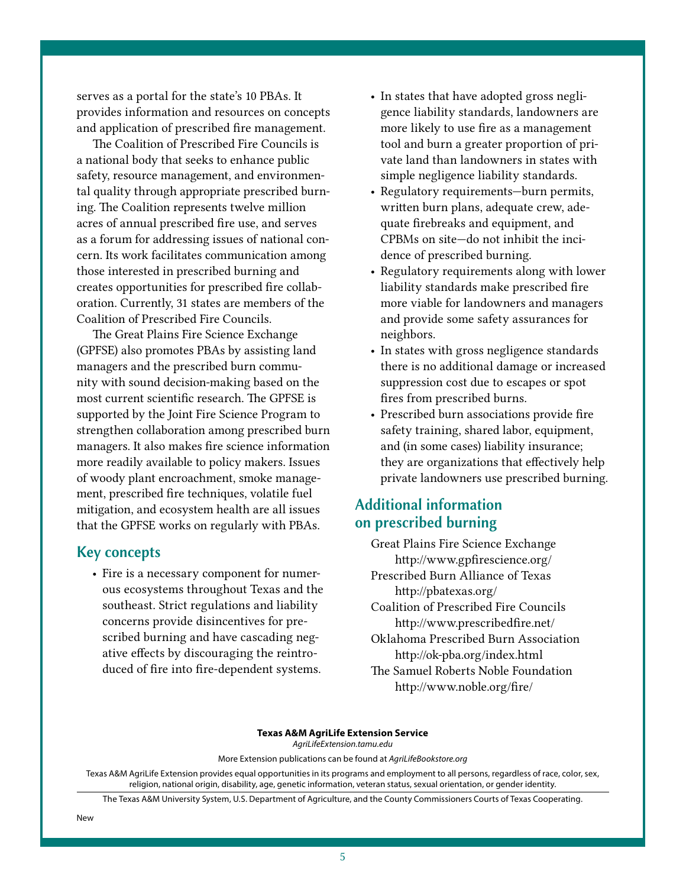serves as a portal for the state's 10 PBAs. It provides information and resources on concepts and application of prescribed fire management.

The Coalition of Prescribed Fire Councils is a national body that seeks to enhance public safety, resource management, and environmental quality through appropriate prescribed burning. The Coalition represents twelve million acres of annual prescribed fire use, and serves as a forum for addressing issues of national concern. Its work facilitates communication among those interested in prescribed burning and creates opportunities for prescribed fire collaboration. Currently, 31 states are members of the Coalition of Prescribed Fire Councils.

The Great Plains Fire Science Exchange (GPFSE) also promotes PBAs by assisting land managers and the prescribed burn community with sound decision-making based on the most current scientific research. The GPFSE is supported by the Joint Fire Science Program to strengthen collaboration among prescribed burn managers. It also makes fire science information more readily available to policy makers. Issues of woody plant encroachment, smoke management, prescribed fire techniques, volatile fuel mitigation, and ecosystem health are all issues that the GPFSE works on regularly with PBAs.

## Key concepts

- Fire is a necessary component for numerous ecosystems throughout Texas and the southeast. Strict regulations and liability concerns provide disincentives for prescribed burning and have cascading negative effects by discouraging the reintroduced of fire into fire-dependent systems.
- In states that have adopted gross negligence liability standards, landowners are more likely to use fire as a management tool and burn a greater proportion of private land than landowners in states with simple negligence liability standards.
- Regulatory requirements—burn permits, written burn plans, adequate crew, adequate firebreaks and equipment, and CPBMs on site—do not inhibit the incidence of prescribed burning.
- Regulatory requirements along with lower liability standards make prescribed fire more viable for landowners and managers and provide some safety assurances for neighbors.
- In states with gross negligence standards there is no additional damage or increased suppression cost due to escapes or spot fires from prescribed burns.
- Prescribed burn associations provide fire safety training, shared labor, equipment, and (in some cases) liability insurance; they are organizations that effectively help private landowners use prescribed burning.

## Additional information on prescribed burning

Great Plains Fire Science Exchange
http://www.gpfirescience.org/

Prescribed Burn Alliance of Texas
http://pbatexas.org/

Coalition of Prescribed Fire Councils
http://www.prescribedfire.net/

Oklahoma Prescribed Burn Association
http://ok-pba.org/index.html

The Samuel Roberts Noble Foundation
http://www.noble.org/fire/

**Texas A&M AgriLife Extension Service**
*AgriLifeExtension.tamu.edu*

More Extension publications can be found at *AgriLifeBookstore.org*

Texas A&M AgriLife Extension provides equal opportunities in its programs and employment to all persons, regardless of race, color, sex, religion, national origin, disability, age, genetic information, veteran status, sexual orientation, or gender identity.

The Texas A&M University System, U.S. Department of Agriculture, and the County Commissioners Courts of Texas Cooperating.

New